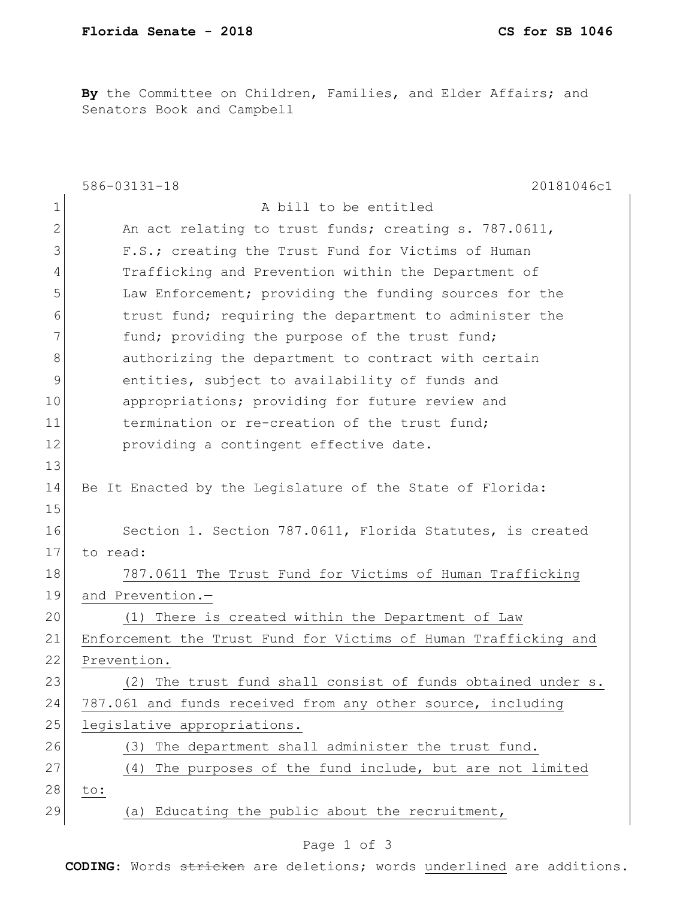**By** the Committee on Children, Families, and Elder Affairs; and Senators Book and Campbell

586-03131-18 20181046c1

1 A bill to be entitled

2 An act relating to trust funds; creating s. 787.0611,
3 F.S.; creating the Trust Fund for Victims of Human
4 Trafficking and Prevention within the Department of
5 Law Enforcement; providing the funding sources for the
6 trust fund; requiring the department to administer the
7 fund; providing the purpose of the trust fund;
8 authorizing the department to contract with certain
9 entities, subject to availability of funds and
10 appropriations; providing for future review and
11 termination or re-creation of the trust fund;
12 providing a contingent effective date.
13
14 Be It Enacted by the Legislature of the State of Florida:
15
16 Section 1. Section 787.0611, Florida Statutes, is created
17 to read:
18 <u>787.0611 The Trust Fund for Victims of Human Trafficking</u>
19 <u>and Prevention.—</u>
20 <u>(1) There is created within the Department of Law</u>
21 <u>Enforcement the Trust Fund for Victims of Human Trafficking and</u>
22 <u>Prevention.</u>
23 <u>(2) The trust fund shall consist of funds obtained under s.</u>
24 <u>787.061 and funds received from any other source, including</u>
25 <u>legislative appropriations.</u>
26 <u>(3) The department shall administer the trust fund.</u>
27 <u>(4) The purposes of the fund include, but are not limited</u>
28 <u>to:</u>
29 <u>(a) Educating the public about the recruitment,</u>

**CODING:** Words ~~stricken~~ are deletions; words <u>underlined</u> are additions.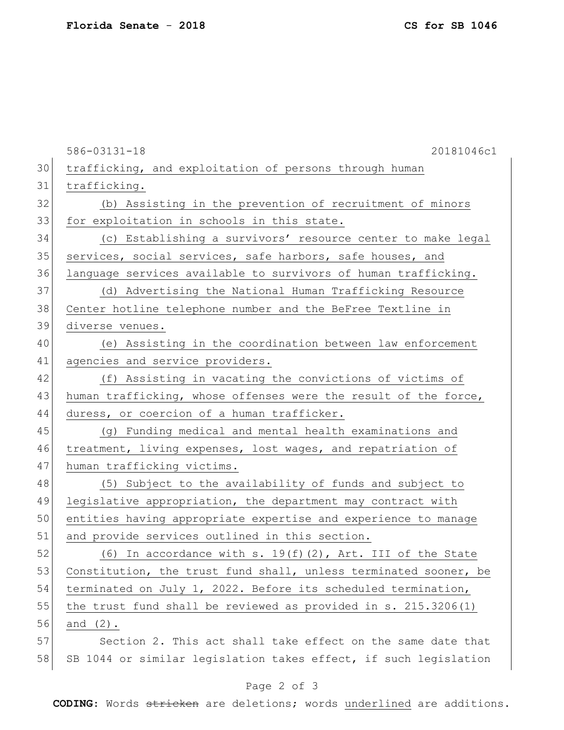586-03131-18 20181046c1

trafficking, and exploitation of persons through human trafficking.

(b) Assisting in the prevention of recruitment of minors for exploitation in schools in this state.

(c) Establishing a survivors' resource center to make legal services, social services, safe harbors, safe houses, and language services available to survivors of human trafficking.

(d) Advertising the National Human Trafficking Resource Center hotline telephone number and the BeFree Textline in diverse venues.

(e) Assisting in the coordination between law enforcement agencies and service providers.

(f) Assisting in vacating the convictions of victims of human trafficking, whose offenses were the result of the force, duress, or coercion of a human trafficker.

(g) Funding medical and mental health examinations and treatment, living expenses, lost wages, and repatriation of human trafficking victims.

(5) Subject to the availability of funds and subject to legislative appropriation, the department may contract with entities having appropriate expertise and experience to manage and provide services outlined in this section.

(6) In accordance with s. 19(f)(2), Art. III of the State Constitution, the trust fund shall, unless terminated sooner, be terminated on July 1, 2022. Before its scheduled termination, the trust fund shall be reviewed as provided in s. 215.3206(1) and (2).

Section 2. This act shall take effect on the same date that SB 1044 or similar legislation takes effect, if such legislation

**CODING:** Words ~~stricken~~ are deletions; words underlined are additions.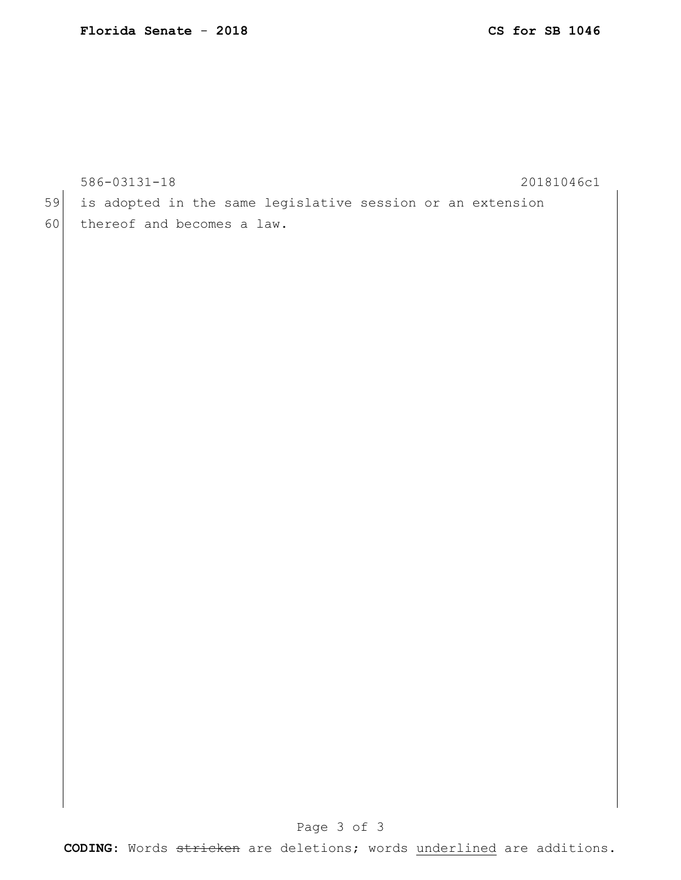586-03131-18 20181046c1

59 is adopted in the same legislative session or an extension
60 thereof and becomes a law.

**CODING:** Words ~~stricken~~ are deletions; words <u>underlined</u> are additions.